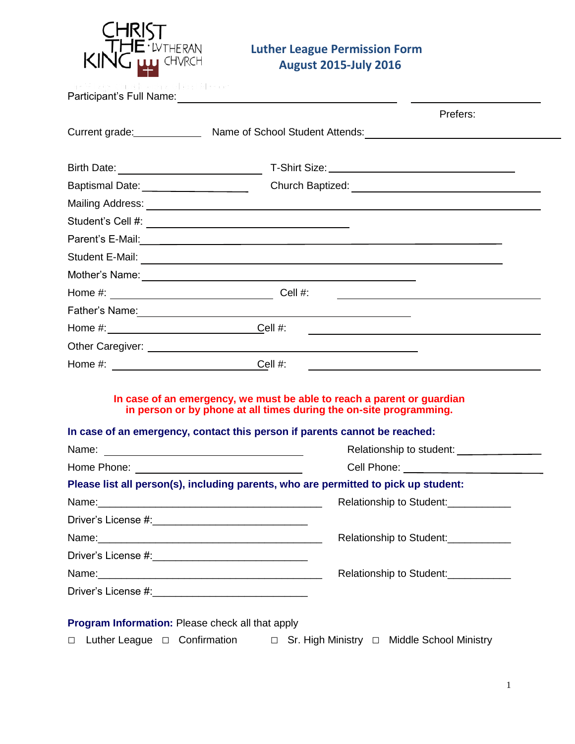CHRIST THE KING LUTHERAN CHURCH

# Luther League Permission Form
## August 2015-July 2016

Participant's Full Name: ________________________________________ ______________________

Prefers:

Current grade: ____________ Name of School Student Attends: ______________________________

Birth Date: ________________________ T-Shirt Size: ______________________________

Baptismal Date: __________________ Church Baptized: ______________________________

Mailing Address: ______________________________________________________________

Student's Cell #: ________________________________

Parent's E-Mail: ______________________________________________________________

Student E-Mail: ______________________________________________________________

Mother's Name: ____________________________________________

Home #: __________________________ Cell #: ______________________________

Father's Name: ____________________________________________

Home #: __________________________ Cell #: ______________________________

Other Caregiver: ____________________________________________

Home #: __________________________ Cell #: ______________________________

**In case of an emergency, we must be able to reach a parent or guardian in person or by phone at all times during the on-site programming.**

**In case of an emergency, contact this person if parents cannot be reached:**

Name: ________________________________ Relationship to student: ______________

Home Phone: __________________________ Cell Phone: ______________________

**Please list all person(s), including parents, who are permitted to pick up student:**

Name: ____________________________________ Relationship to Student: ___________

Driver's License #: __________________________

Name: ____________________________________ Relationship to Student: ___________

Driver's License #: __________________________

Name: ____________________________________ Relationship to Student: ___________

Driver's License #: __________________________

**Program Information:** Please check all that apply

□ Luther League □ Confirmation □ Sr. High Ministry □ Middle School Ministry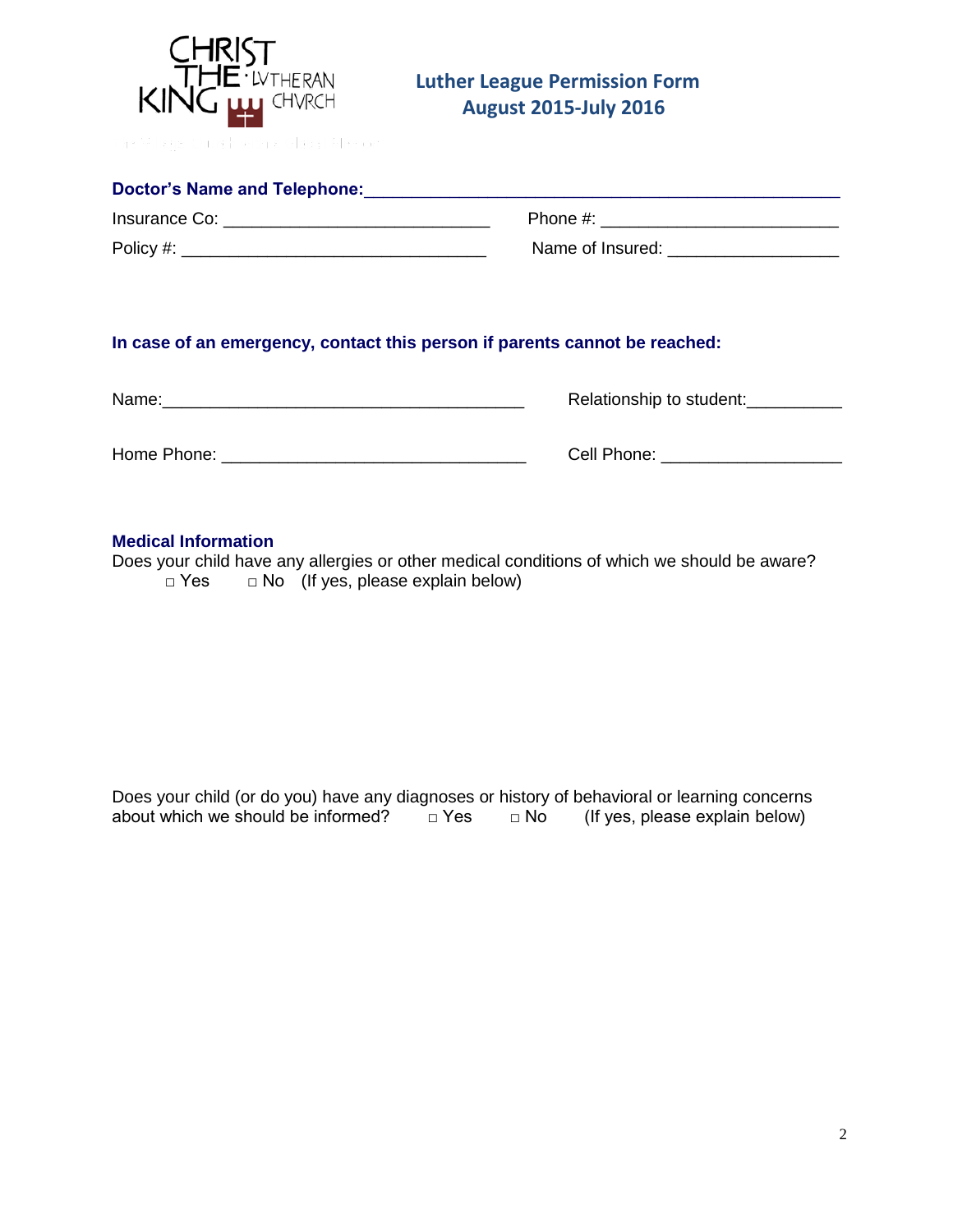# Luther League Permission Form
## August 2015-July 2016

**Doctor's Name and Telephone:**\_\_\_\_\_\_\_\_\_\_\_\_\_\_\_\_\_\_\_\_\_\_\_\_\_\_\_\_\_\_\_\_\_\_\_\_\_\_\_\_\_\_\_\_\_\_\_\_

Insurance Co: \_\_\_\_\_\_\_\_\_\_\_\_\_\_\_\_\_\_\_\_\_\_\_\_\_\_\_\_ Phone #: \_\_\_\_\_\_\_\_\_\_\_\_\_\_\_\_\_\_\_\_\_\_\_\_\_\_

Policy #: \_\_\_\_\_\_\_\_\_\_\_\_\_\_\_\_\_\_\_\_\_\_\_\_\_\_\_\_\_\_\_\_\_ Name of Insured: \_\_\_\_\_\_\_\_\_\_\_\_\_\_\_\_\_\_\_

**In case of an emergency, contact this person if parents cannot be reached:**

Name:\_\_\_\_\_\_\_\_\_\_\_\_\_\_\_\_\_\_\_\_\_\_\_\_\_\_\_\_\_\_\_\_\_\_\_\_\_\_\_\_ Relationship to student:\_\_\_\_\_\_\_\_\_\_

Home Phone: \_\_\_\_\_\_\_\_\_\_\_\_\_\_\_\_\_\_\_\_\_\_\_\_\_\_\_\_\_\_\_\_\_ Cell Phone: \_\_\_\_\_\_\_\_\_\_\_\_\_\_\_\_\_\_\_\_

**Medical Information**

Does your child have any allergies or other medical conditions of which we should be aware?
□ Yes □ No (If yes, please explain below)

Does your child (or do you) have any diagnoses or history of behavioral or learning concerns about which we should be informed? □ Yes □ No (If yes, please explain below)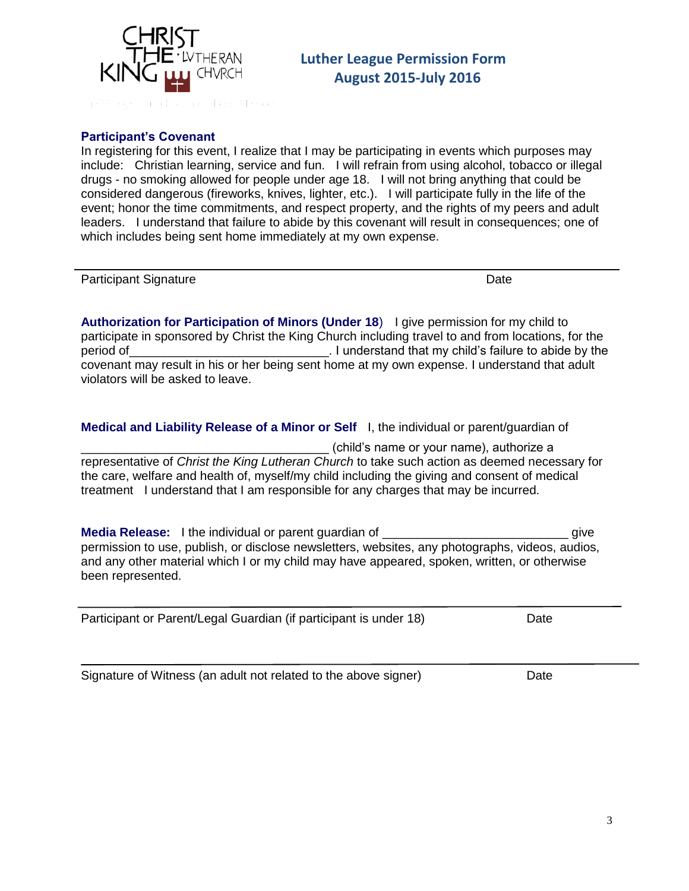CHRIST THE KING LUTHERAN CHURCH

## Luther League Permission Form
## August 2015-July 2016

**Participant's Covenant**

In registering for this event, I realize that I may be participating in events which purposes may include: Christian learning, service and fun. I will refrain from using alcohol, tobacco or illegal drugs - no smoking allowed for people under age 18. I will not bring anything that could be considered dangerous (fireworks, knives, lighter, etc.). I will participate fully in the life of the event; honor the time commitments, and respect property, and the rights of my peers and adult leaders. I understand that failure to abide by this covenant will result in consequences; one of which includes being sent home immediately at my own expense.

\_\_\_\_\_\_\_\_\_\_\_\_\_\_\_\_\_\_\_\_\_\_\_\_\_\_\_\_\_\_\_\_\_\_\_\_\_\_\_\_\_\_\_\_\_\_\_\_\_\_\_\_\_\_\_\_\_\_\_\_\_\_\_\_\_\_\_\_\_\_\_\_

Participant Signature                                                                                    Date

**Authorization for Participation of Minors (Under 18)** I give permission for my child to participate in sponsored by Christ the King Church including travel to and from locations, for the period of\_\_\_\_\_\_\_\_\_\_\_\_\_\_\_\_\_\_\_\_\_\_\_\_\_\_\_\_\_\_. I understand that my child's failure to abide by the covenant may result in his or her being sent home at my own expense. I understand that adult violators will be asked to leave.

**Medical and Liability Release of a Minor or Self** I, the individual or parent/guardian of \_\_\_\_\_\_\_\_\_\_\_\_\_\_\_\_\_\_\_\_\_\_\_\_\_\_\_\_\_\_\_\_\_\_\_\_ (child's name or your name), authorize a representative of *Christ the King Lutheran Church* to take such action as deemed necessary for the care, welfare and health of, myself/my child including the giving and consent of medical treatment I understand that I am responsible for any charges that may be incurred.

**Media Release:** I the individual or parent guardian of \_\_\_\_\_\_\_\_\_\_\_\_\_\_\_\_\_\_\_\_\_\_\_\_\_\_\_ give permission to use, publish, or disclose newsletters, websites, any photographs, videos, audios, and any other material which I or my child may have appeared, spoken, written, or otherwise been represented.

\_\_\_\_\_\_\_\_\_\_\_\_\_\_\_\_\_\_\_\_\_\_\_\_\_\_\_\_\_\_\_\_\_\_\_\_\_\_\_\_\_\_\_\_\_\_\_\_\_\_\_\_\_\_\_\_\_\_\_\_\_\_\_\_\_\_\_\_\_\_\_\_

Participant or Parent/Legal Guardian (if participant is under 18)                          Date

\_\_\_\_\_\_\_\_\_\_\_\_\_\_\_\_\_\_\_\_\_\_\_\_\_\_\_\_\_\_\_\_\_\_\_\_\_\_\_\_\_\_\_\_\_\_\_\_\_\_\_\_\_\_\_\_\_\_\_\_\_\_\_\_\_\_\_\_\_\_\_\_

Signature of Witness (an adult not related to the above signer)                          Date